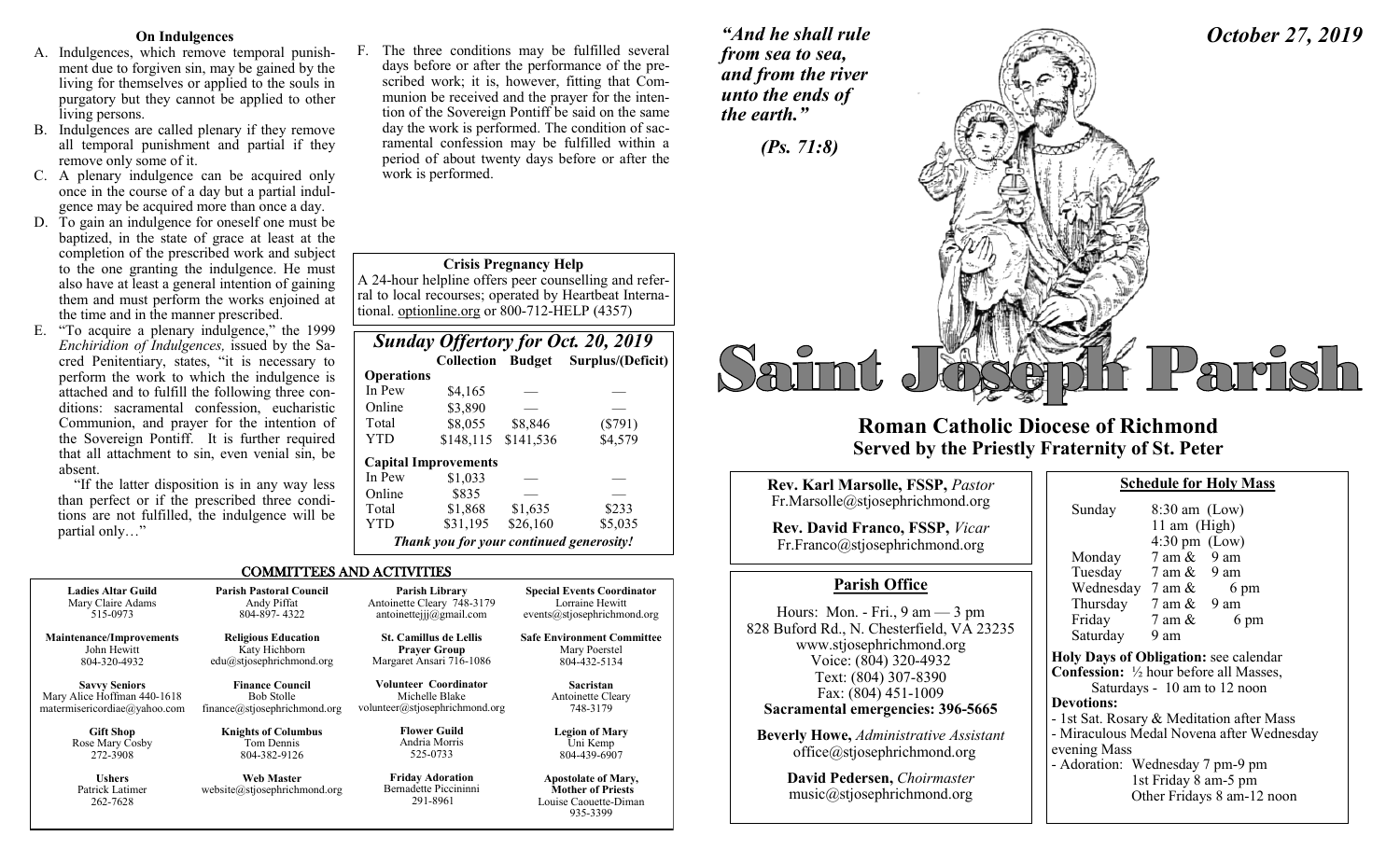## On Indulgences

A. Indulgences, which remove temporal punishment due to forgiven sin, may be gained by the living for themselves or applied to the souls in purgatory but they cannot be applied to other living persons.

B. Indulgences are called plenary if they remove all temporal punishment and partial if they remove only some of it.

C. A plenary indulgence can be acquired only once in the course of a day but a partial indulgence may be acquired more than once a day.

D. To gain an indulgence for oneself one must be baptized, in the state of grace at least at the completion of the prescribed work and subject to the one granting the indulgence. He must also have at least a general intention of gaining them and must perform the works enjoined at the time and in the manner prescribed.

E. "To acquire a plenary indulgence," the 1999 *Enchiridion of Indulgences,* issued by the Sacred Penitentiary, states, "it is necessary to perform the work to which the indulgence is attached and to fulfill the following three conditions: sacramental confession, eucharistic Communion, and prayer for the intention of the Sovereign Pontiff. It is further required that all attachment to sin, even venial sin, be absent.

"If the latter disposition is in any way less than perfect or if the prescribed three conditions are not fulfilled, the indulgence will be partial only…"

F. The three conditions may be fulfilled several days before or after the performance of the prescribed work; it is, however, fitting that Communion be received and the prayer for the intention of the Sovereign Pontiff be said on the same day the work is performed. The condition of sacramental confession may be fulfilled within a period of about twenty days before or after the work is performed.

**Crisis Pregnancy Help**

A 24-hour helpline offers peer counselling and referral to local recourses; operated by Heartbeat International. optionline.org or 800-712-HELP (4357)

### *Sunday Offertory for Oct. 20, 2019*

| | Collection | Budget | Surplus/(Deficit) |
|---|---|---|---|
| **Operations** | | | |
| In Pew | $4,165 | — | — |
| Online | $3,890 | — | — |
| Total | $8,055 | $8,846 | ($791) |
| YTD | $148,115 | $141,536 | $4,579 |
| **Capital Improvements** | | | |
| In Pew | $1,033 | — | — |
| Online | $835 | — | — |
| Total | $1,868 | $1,635 | $233 |
| YTD | $31,195 | $26,160 | $5,035 |

***Thank you for your continued generosity!***

## COMMITTEES AND ACTIVITIES

| | | | |
|---|---|---|---|
| **Ladies Altar Guild**<br>Mary Claire Adams<br>515-0973 | **Parish Pastoral Council**<br>Andy Piffat<br>804-897- 4322 | **Parish Library**<br>Antoinette Cleary 748-3179<br>antoinettejjj@gmail.com | **Special Events Coordinator**<br>Lorraine Hewitt<br>events@stjosephrichmond.org |
| **Maintenance/Improvements**<br>John Hewitt<br>804-320-4932 | **Religious Education**<br>Katy Hichborn<br>edu@stjosephrichmond.org | **St. Camillus de Lellis Prayer Group**<br>Margaret Ansari 716-1086 | **Safe Environment Committee**<br>Mary Poerstel<br>804-432-5134 |
| **Savvy Seniors**<br>Mary Alice Hoffman 440-1618<br>matermisericordiae@yahoo.com | **Finance Council**<br>Bob Stolle<br>finance@stjosephrichmond.org | **Volunteer Coordinator**<br>Michelle Blake<br>volunteer@stjosephrichmond.org | **Sacristan**<br>Antoinette Cleary<br>748-3179 |
| **Gift Shop**<br>Rose Mary Cosby<br>272-3908 | **Knights of Columbus**<br>Tom Dennis<br>804-382-9126 | **Flower Guild**<br>Andria Morris<br>525-0733 | **Legion of Mary**<br>Uni Kemp<br>804-439-6907 |
| **Ushers**<br>Patrick Latimer<br>262-7628 | **Web Master**<br>website@stjosephrichmond.org | **Friday Adoration**<br>Bernadette Piccininni<br>291-8961 | **Apostolate of Mary, Mother of Priests**<br>Louise Caouette-Diman<br>935-3399 |

*"And he shall rule from sea to sea, and from the river unto the ends of the earth."*

*(Ps. 71:8)*

***October 27, 2019***

# Saint Joseph Parish

## Roman Catholic Diocese of Richmond
### Served by the Priestly Fraternity of St. Peter

**Rev. Karl Marsolle, FSSP,** *Pastor*
Fr.Marsolle@stjosephrichmond.org

**Rev. David Franco, FSSP,** *Vicar*
Fr.Franco@stjosephrichmond.org

### Parish Office

Hours: Mon. - Fri., 9 am — 3 pm
828 Buford Rd., N. Chesterfield, VA 23235
www.stjosephrichmond.org
Voice: (804) 320-4932
Text: (804) 307-8390
Fax: (804) 451-1009
**Sacramental emergencies: 396-5665**

**Beverly Howe,** *Administrative Assistant*
office@stjosephrichmond.org

**David Pedersen,** *Choirmaster*
music@stjosephrichmond.org

### Schedule for Holy Mass

| | |
|---|---|
| Sunday | 8:30 am (Low)<br>11 am (High)<br>4:30 pm (Low) |
| Monday | 7 am & 9 am |
| Tuesday | 7 am & 9 am |
| Wednesday | 7 am & 6 pm |
| Thursday | 7 am & 9 am |
| Friday | 7 am & 6 pm |
| Saturday | 9 am |

**Holy Days of Obligation:** see calendar
**Confession:** ½ hour before all Masses, Saturdays - 10 am to 12 noon
**Devotions:**
- 1st Sat. Rosary & Meditation after Mass
- Miraculous Medal Novena after Wednesday evening Mass
- Adoration: Wednesday 7 pm-9 pm
  1st Friday 8 am-5 pm
  Other Fridays 8 am-12 noon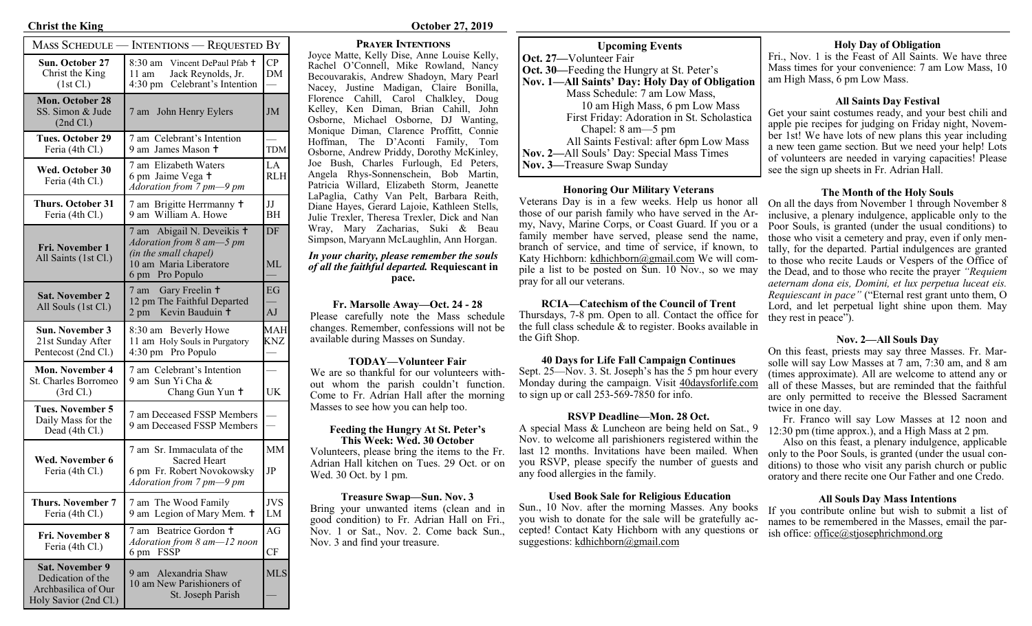**Christ the King** **October 27, 2019**

| Mass Schedule — Intentions — Requested By | | |
|---|---|---|
| **Sun. October 27** Christ the King (1st Cl.) | 8:30 am Vincent DePaul Pfab ✝<br>11 am Jack Reynolds, Jr.<br>4:30 pm Celebrant's Intention | CP<br>DM<br>— |
| **Mon. October 28** SS. Simon & Jude (2nd Cl.) | 7 am John Henry Eylers | JM |
| **Tues. October 29** Feria (4th Cl.) | 7 am Celebrant's Intention<br>9 am James Mason ✝ | —<br>TDM |
| **Wed. October 30** Feria (4th Cl.) | 7 am Elizabeth Waters<br>6 pm Jaime Vega ✝<br>*Adoration from 7 pm—9 pm* | LA<br>RLH |
| **Thurs. October 31** Feria (4th Cl.) | 7 am Brigitte Herrmanny ✝<br>9 am William A. Howe | JJ<br>BH |
| **Fri. November 1** All Saints (1st Cl.) | 7 am Abigail N. Deveikis ✝<br>*Adoration from 8 am—5 pm (in the small chapel)*<br>10 am Maria Liberatore<br>6 pm Pro Populo | DF<br><br>ML<br>— |
| **Sat. November 2** All Souls (1st Cl.) | 7 am Gary Freelin ✝<br>12 pm The Faithful Departed<br>2 pm Kevin Bauduin ✝ | EG<br>—<br>AJ |
| **Sun. November 3** 21st Sunday After Pentecost (2nd Cl.) | 8:30 am Beverly Howe<br>11 am Holy Souls in Purgatory<br>4:30 pm Pro Populo | MAH<br>KNZ<br>— |
| **Mon. November 4** St. Charles Borromeo (3rd Cl.) | 7 am Celebrant's Intention<br>9 am Sun Yi Cha & Chang Gun Yun ✝ | —<br>UK |
| **Tues. November 5** Daily Mass for the Dead (4th Cl.) | 7 am Deceased FSSP Members<br>9 am Deceased FSSP Members | —<br>— |
| **Wed. November 6** Feria (4th Cl.) | 7 am Sr. Immaculata of the Sacred Heart<br>6 pm Fr. Robert Novokowsky<br>*Adoration from 7 pm—9 pm* | MM<br>JP |
| **Thurs. November 7** Feria (4th Cl.) | 7 am The Wood Family<br>9 am Legion of Mary Mem. ✝ | JVS<br>LM |
| **Fri. November 8** Feria (4th Cl.) | 7 am Beatrice Gordon ✝<br>*Adoration from 8 am—12 noon*<br>6 pm FSSP | AG<br><br>CF |
| **Sat. November 9** Dedication of the Archbasilica of Our Holy Savior (2nd Cl.) | 9 am Alexandria Shaw<br>10 am New Parishioners of St. Joseph Parish | MLS<br>— |

## Prayer Intentions

Joyce Matte, Kelly Dise, Anne Louise Kelly, Rachel O'Connell, Mike Rowland, Nancy Becouvarakis, Andrew Shadoyn, Mary Pearl Nacey, Justine Madigan, Claire Bonilla, Florence Cahill, Carol Chalkley, Doug Kelley, Ken Diman, Brian Cahill, John Osborne, Michael Osborne, DJ Wanting, Monique Diman, Clarence Proffitt, Connie Hoffman, The D'Aconti Family, Tom Osborne, Andrew Priddy, Dorothy McKinley, Joe Bush, Charles Furlough, Ed Peters, Angela Rhys-Sonnenschein, Bob Martin, Patricia Willard, Elizabeth Storm, Jeanette LaPaglia, Cathy Van Pelt, Barbara Reith, Diane Hayes, Gerard Lajoie, Kathleen Stells, Julie Trexler, Theresa Trexler, Dick and Nan Wray, Mary Zacharias, Suki & Beau Simpson, Maryann McLaughlin, Ann Horgan.

***In your charity, please remember the souls of all the faithful departed.*** **Requiescant in pace.**

### Fr. Marsolle Away—Oct. 24 - 28

Please carefully note the Mass schedule changes. Remember, confessions will not be available during Masses on Sunday.

### TODAY—Volunteer Fair

We are so thankful for our volunteers without whom the parish couldn't function. Come to Fr. Adrian Hall after the morning Masses to see how you can help too.

### Feeding the Hungry At St. Peter's This Week: Wed. 30 October

Volunteers, please bring the items to the Fr. Adrian Hall kitchen on Tues. 29 Oct. or on Wed. 30 Oct. by 1 pm.

### Treasure Swap—Sun. Nov. 3

Bring your unwanted items (clean and in good condition) to Fr. Adrian Hall on Fri., Nov. 1 or Sat., Nov. 2. Come back Sun., Nov. 3 and find your treasure.

### Upcoming Events

**Oct. 27—**Volunteer Fair
**Oct. 30—**Feeding the Hungry at St. Peter's
**Nov. 1—All Saints' Day: Holy Day of Obligation**
Mass Schedule: 7 am Low Mass, 10 am High Mass, 6 pm Low Mass
First Friday: Adoration in St. Scholastica Chapel: 8 am—5 pm
All Saints Festival: after 6pm Low Mass
**Nov. 2—**All Souls' Day: Special Mass Times
**Nov. 3—**Treasure Swap Sunday

### Honoring Our Military Veterans

Veterans Day is in a few weeks. Help us honor all those of our parish family who have served in the Army, Navy, Marine Corps, or Coast Guard. If you or a family member have served, please send the name, branch of service, and time of service, if known, to Katy Hichborn: kdhichborn@gmail.com We will compile a list to be posted on Sun. 10 Nov., so we may pray for all our veterans.

### RCIA—Catechism of the Council of Trent

Thursdays, 7-8 pm. Open to all. Contact the office for the full class schedule & to register. Books available in the Gift Shop.

### 40 Days for Life Fall Campaign Continues

Sept. 25—Nov. 3. St. Joseph's has the 5 pm hour every Monday during the campaign. Visit 40daysforlife.com to sign up or call 253-569-7850 for info.

### RSVP Deadline—Mon. 28 Oct.

A special Mass & Luncheon are being held on Sat., 9 Nov. to welcome all parishioners registered within the last 12 months. Invitations have been mailed. When you RSVP, please specify the number of guests and any food allergies in the family.

### Used Book Sale for Religious Education

Sun., 10 Nov. after the morning Masses. Any books you wish to donate for the sale will be gratefully accepted! Contact Katy Hichborn with any questions or suggestions: kdhichborn@gmail.com

### Holy Day of Obligation

Fri., Nov. 1 is the Feast of All Saints. We have three Mass times for your convenience: 7 am Low Mass, 10 am High Mass, 6 pm Low Mass.

### All Saints Day Festival

Get your saint costumes ready, and your best chili and apple pie recipes for judging on Friday night, November 1st! We have lots of new plans this year including a new teen game section. But we need your help! Lots of volunteers are needed in varying capacities! Please see the sign up sheets in Fr. Adrian Hall.

### The Month of the Holy Souls

On all the days from November 1 through November 8 inclusive, a plenary indulgence, applicable only to the Poor Souls, is granted (under the usual conditions) to those who visit a cemetery and pray, even if only mentally, for the departed. Partial indulgences are granted to those who recite Lauds or Vespers of the Office of the Dead, and to those who recite the prayer *"Requiem aeternam dona eis, Domini, et lux perpetua luceat eis. Requiescant in pace"* ("Eternal rest grant unto them, O Lord, and let perpetual light shine upon them. May they rest in peace").

### Nov. 2—All Souls Day

On this feast, priests may say three Masses. Fr. Marsolle will say Low Masses at 7 am, 7:30 am, and 8 am (times approximate). All are welcome to attend any or all of these Masses, but are reminded that the faithful are only permitted to receive the Blessed Sacrament twice in one day.

Fr. Franco will say Low Masses at 12 noon and 12:30 pm (time approx.), and a High Mass at 2 pm.

Also on this feast, a plenary indulgence, applicable only to the Poor Souls, is granted (under the usual conditions) to those who visit any parish church or public oratory and there recite one Our Father and one Credo.

### All Souls Day Mass Intentions

If you contribute online but wish to submit a list of names to be remembered in the Masses, email the parish office: office@stjosephrichmond.org